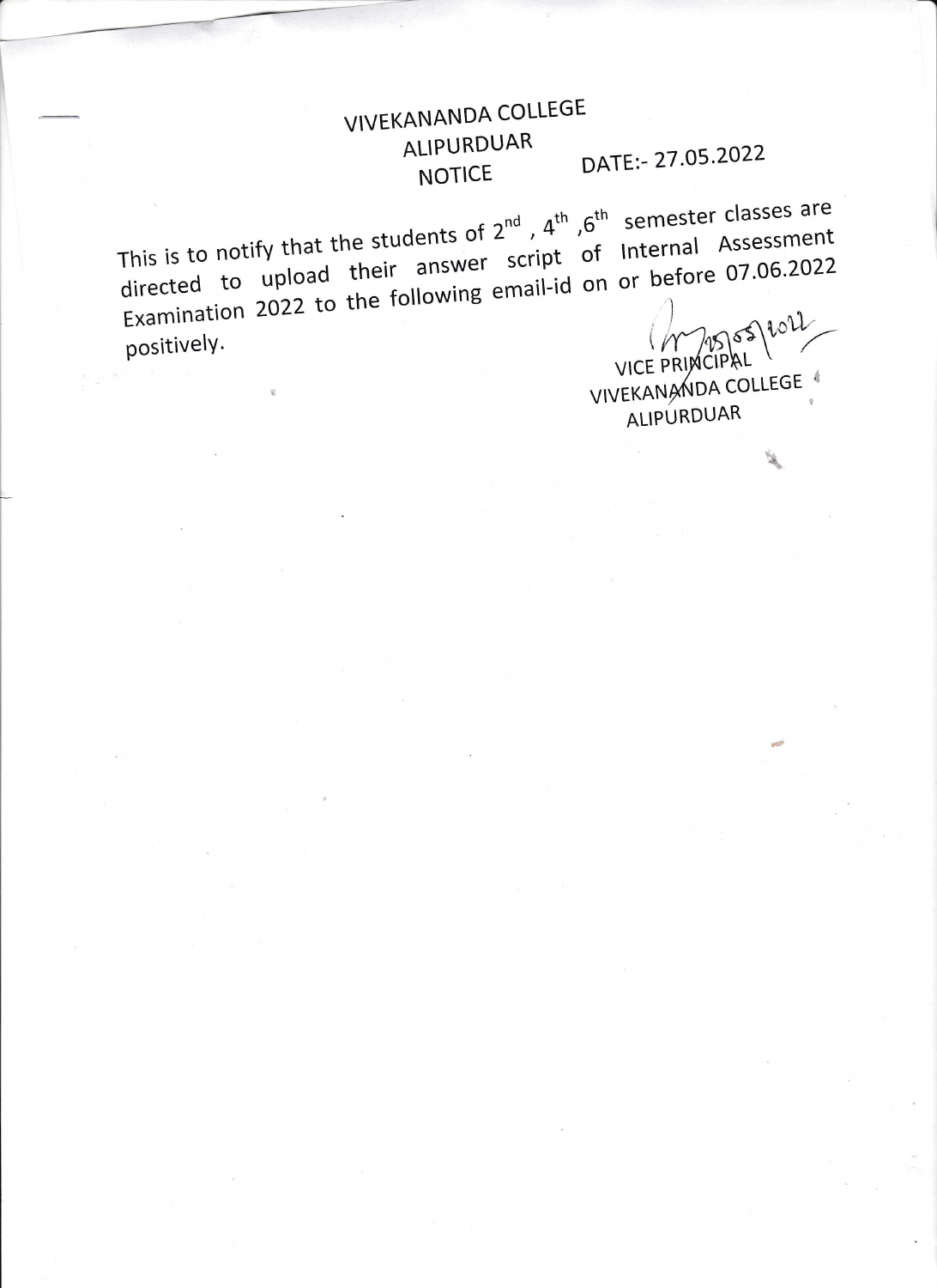# VIVEKANANDA COLLEGE
## ALIPURDUAR
### NOTICE

DATE:- 27.05.2022

This is to notify that the students of 2nd, 4th, 6th semester classes are directed to upload their answer script of Internal Assessment Examination 2022 to the following email-id on or before 07.06.2022 positively.

25/05/2022

VICE PRINCIPAL
VIVEKANANDA COLLEGE
ALIPURDUAR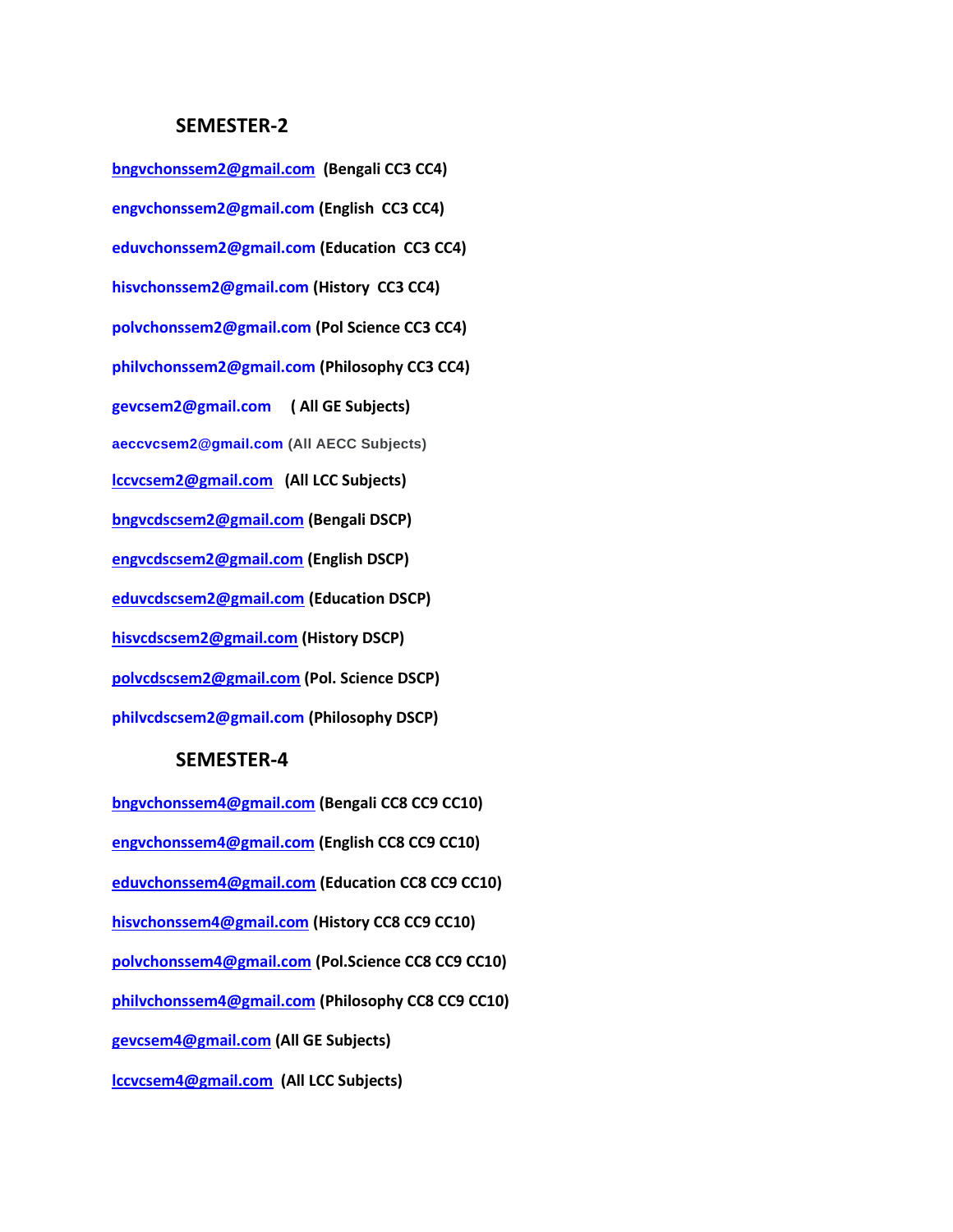## SEMESTER-2

bngvchonssem2@gmail.com (Bengali CC3 CC4)

engvchonssem2@gmail.com (English CC3 CC4)

eduvchonssem2@gmail.com (Education CC3 CC4)

hisvchonssem2@gmail.com (History CC3 CC4)

polvchonssem2@gmail.com (Pol Science CC3 CC4)

philvchonssem2@gmail.com (Philosophy CC3 CC4)

gevcsem2@gmail.com ( All GE Subjects)

aeccvcsem2@gmail.com (All AECC Subjects)

lccvcsem2@gmail.com (All LCC Subjects)

bngvcdscsem2@gmail.com (Bengali DSCP)

engvcdscsem2@gmail.com (English DSCP)

eduvcdscsem2@gmail.com (Education DSCP)

hisvcdscsem2@gmail.com (History DSCP)

polvcdscsem2@gmail.com (Pol. Science DSCP)

philvcdscsem2@gmail.com (Philosophy DSCP)

## SEMESTER-4

bngvchonssem4@gmail.com (Bengali CC8 CC9 CC10)

engvchonssem4@gmail.com (English CC8 CC9 CC10)

eduvchonssem4@gmail.com (Education CC8 CC9 CC10)

hisvchonssem4@gmail.com (History CC8 CC9 CC10)

polvchonssem4@gmail.com (Pol.Science CC8 CC9 CC10)

philvchonssem4@gmail.com (Philosophy CC8 CC9 CC10)

gevcsem4@gmail.com (All GE Subjects)

lccvcsem4@gmail.com (All LCC Subjects)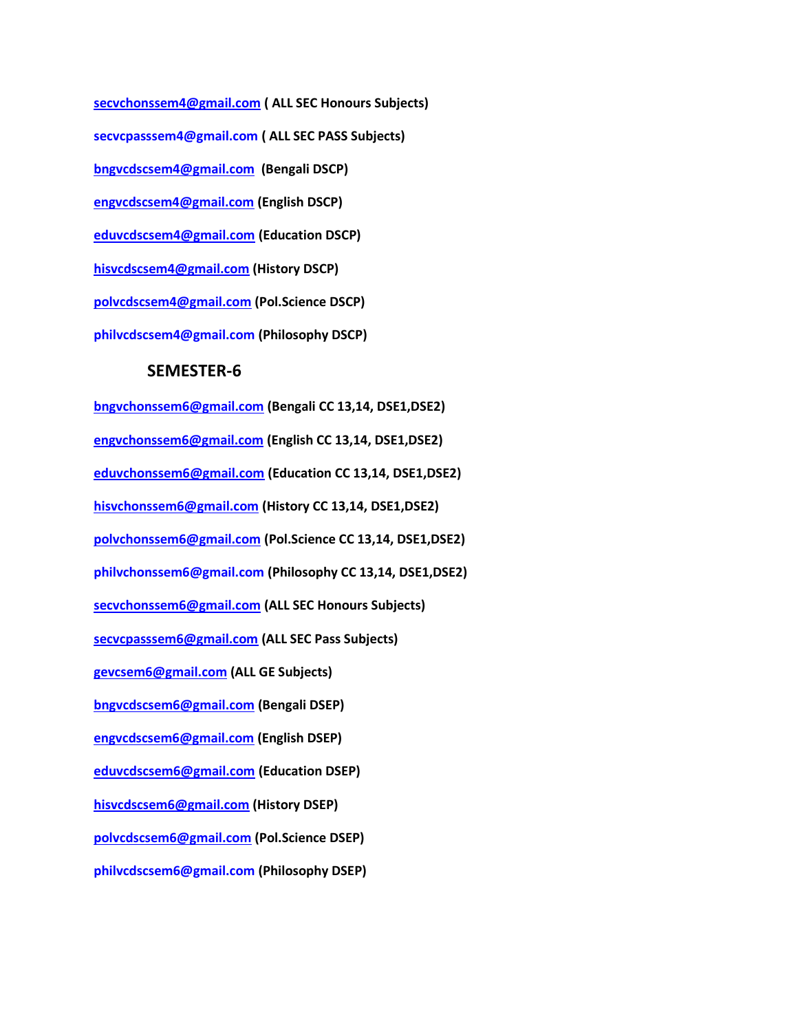secvchonssem4@gmail.com **( ALL SEC Honours Subjects)**

secvcpasssem4@gmail.com **( ALL SEC PASS Subjects)**

bngvcdscsem4@gmail.com **(Bengali DSCP)**

engvcdscsem4@gmail.com **(English DSCP)**

eduvcdscsem4@gmail.com **(Education DSCP)**

hisvcdscsem4@gmail.com **(History DSCP)**

polvcdscsem4@gmail.com **(Pol.Science DSCP)**

philvcdscsem4@gmail.com **(Philosophy DSCP)**

## SEMESTER-6

bngvchonssem6@gmail.com **(Bengali CC 13,14, DSE1,DSE2)**

engvchonssem6@gmail.com **(English CC 13,14, DSE1,DSE2)**

eduvchonssem6@gmail.com **(Education CC 13,14, DSE1,DSE2)**

hisvchonssem6@gmail.com **(History CC 13,14, DSE1,DSE2)**

polvchonssem6@gmail.com **(Pol.Science CC 13,14, DSE1,DSE2)**

philvchonssem6@gmail.com **(Philosophy CC 13,14, DSE1,DSE2)**

secvchonssem6@gmail.com **(ALL SEC Honours Subjects)**

secvcpasssem6@gmail.com **(ALL SEC Pass Subjects)**

gevcsem6@gmail.com **(ALL GE Subjects)**

bngvcdscsem6@gmail.com **(Bengali DSEP)**

engvcdscsem6@gmail.com **(English DSEP)**

eduvcdscsem6@gmail.com **(Education DSEP)**

hisvcdscsem6@gmail.com **(History DSEP)**

polvcdscsem6@gmail.com **(Pol.Science DSEP)**

philvcdscsem6@gmail.com **(Philosophy DSEP)**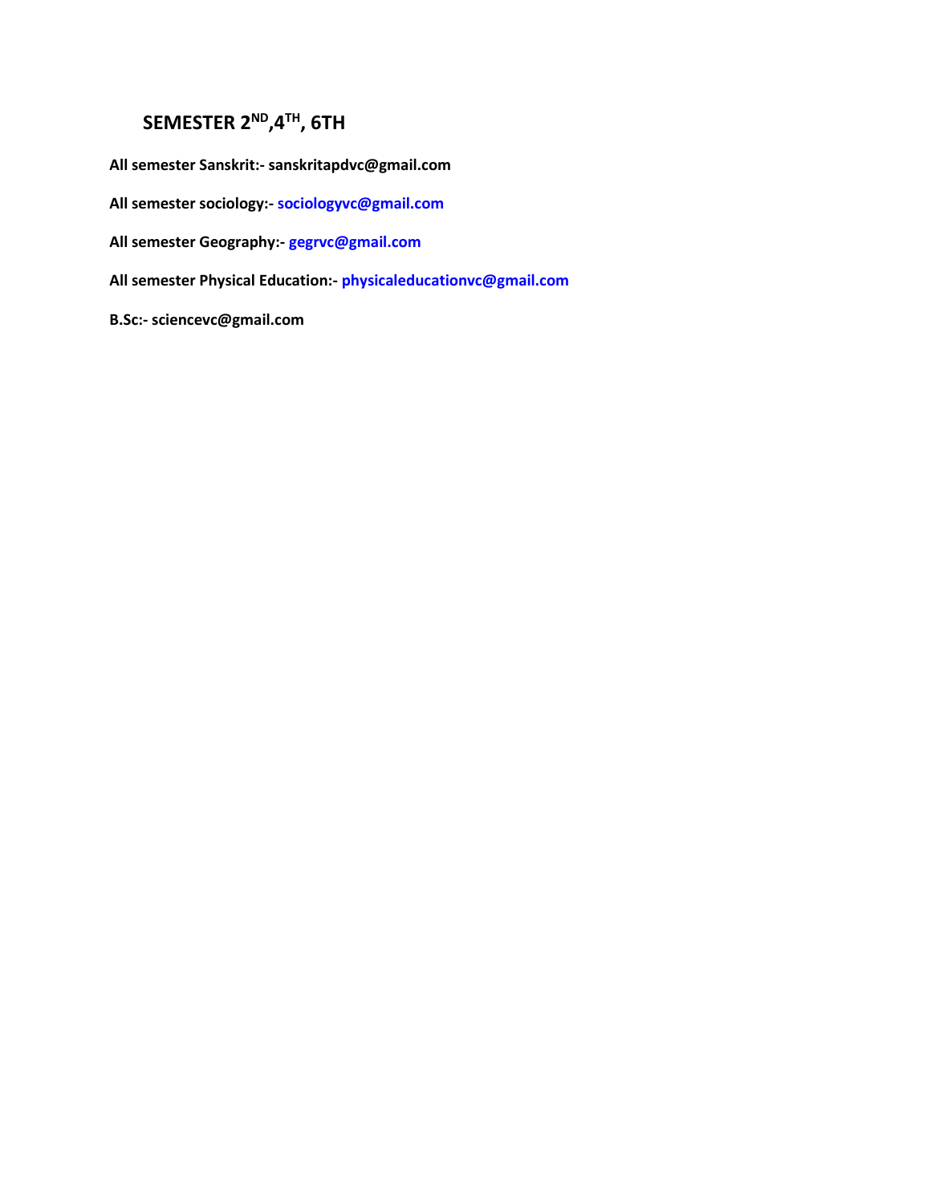## SEMESTER 2ND,4TH, 6TH

**All semester Sanskrit:- sanskritapdvc@gmail.com**

**All semester sociology:- sociologyvc@gmail.com**

**All semester Geography:- gegrvc@gmail.com**

**All semester Physical Education:- physicaleducationvc@gmail.com**

**B.Sc:- sciencevc@gmail.com**